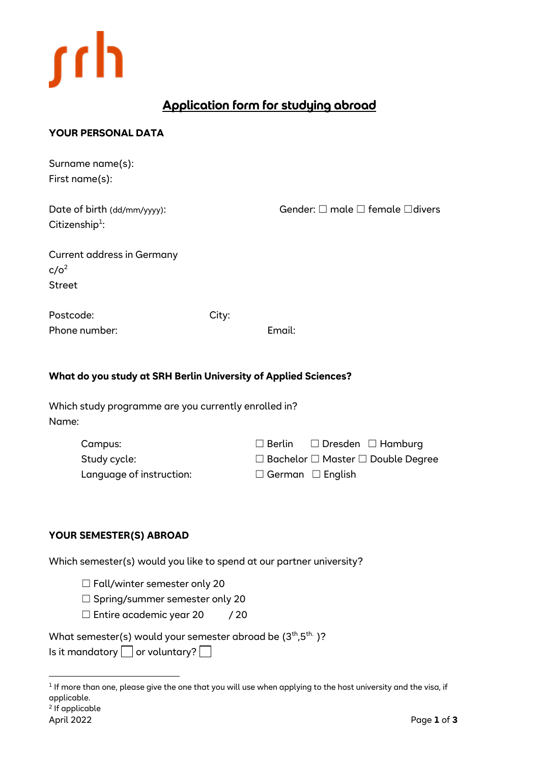srh

# Application form for studying abroad

## YOUR PERSONAL DATA

Surname name(s):
First name(s):

Date of birth (dd/mm/yyyy): Gender: ☐ male ☐ female ☐divers
Citizenship[1]:

Current address in Germany
c/o[2]
Street

Postcode: City:
Phone number: Email:

### What do you study at SRH Berlin University of Applied Sciences?

Which study programme are you currently enrolled in?
Name:

Campus: ☐ Berlin ☐ Dresden ☐ Hamburg
Study cycle: ☐ Bachelor ☐ Master ☐ Double Degree
Language of instruction: ☐ German ☐ English

## YOUR SEMESTER(S) ABROAD

Which semester(s) would you like to spend at our partner university?

☐ Fall/winter semester only 20
☐ Spring/summer semester only 20
☐ Entire academic year 20 / 20

What semester(s) would your semester abroad be (3[th],5[th.] )?
Is it mandatory ☐ or voluntary? ☐

[1] If more than one, please give the one that you will use when applying to the host university and the visa, if applicable.
[2] If applicable

April 2022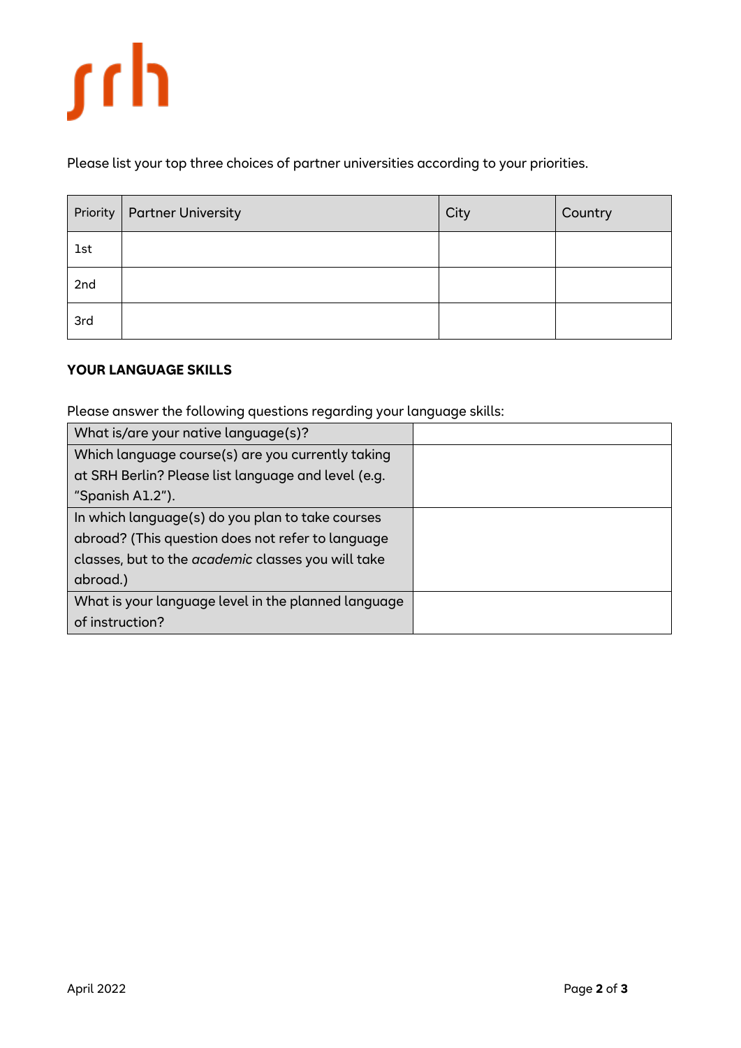Please list your top three choices of partner universities according to your priorities.

| Priority | Partner University | City | Country |
| --- | --- | --- | --- |
| 1st | | | |
| 2nd | | | |
| 3rd | | | |

**YOUR LANGUAGE SKILLS**

Please answer the following questions regarding your language skills:

| | |
| --- | --- |
| What is/are your native language(s)? | |
| Which language course(s) are you currently taking at SRH Berlin? Please list language and level (e.g. "Spanish A1.2"). | |
| In which language(s) do you plan to take courses abroad? (This question does not refer to language classes, but to the *academic* classes you will take abroad.) | |
| What is your language level in the planned language of instruction? | |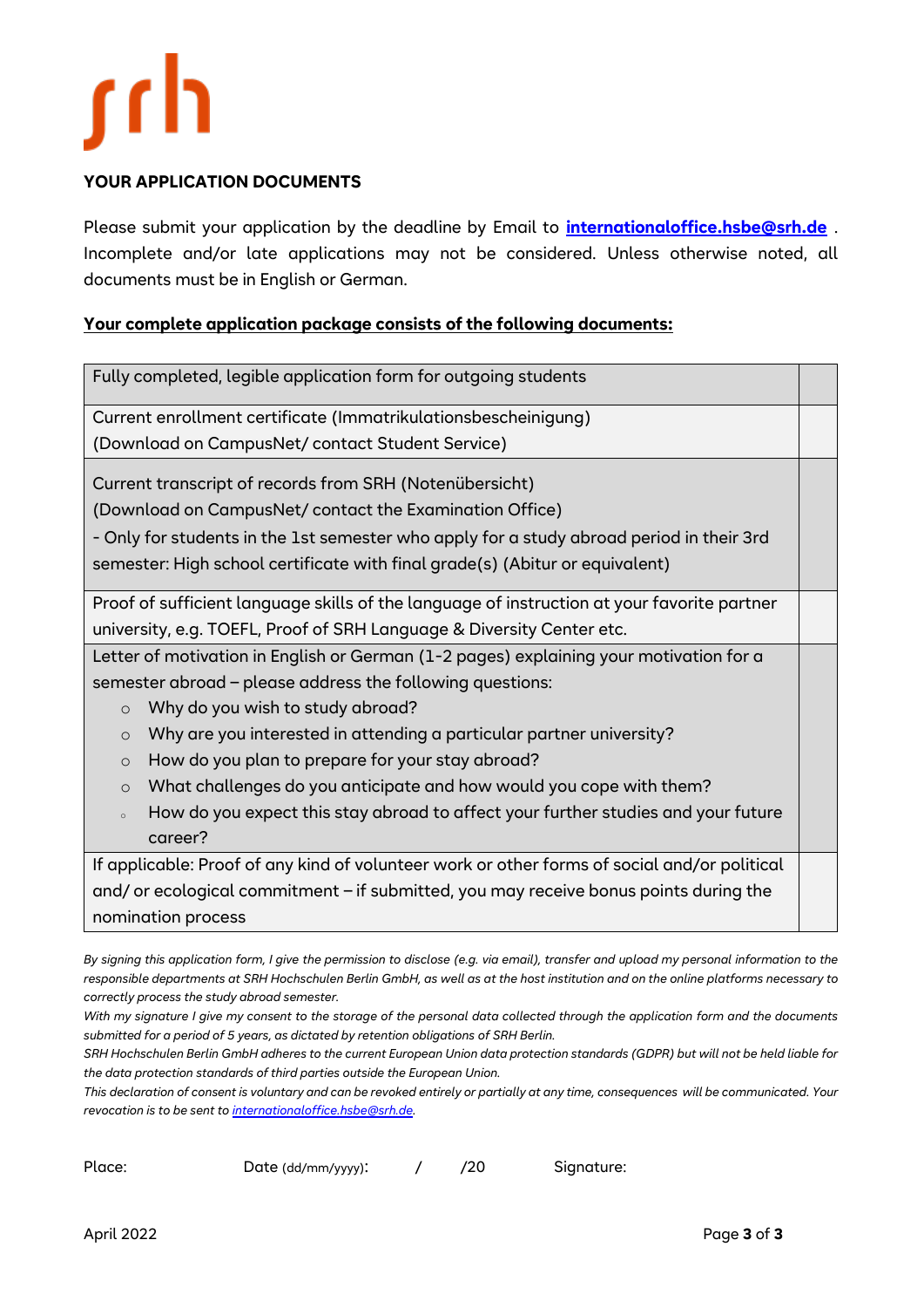srh

**YOUR APPLICATION DOCUMENTS**

Please submit your application by the deadline by Email to **[internationaloffice.hsbe@srh.de](mailto:internationaloffice.hsbe@srh.de)** . Incomplete and/or late applications may not be considered. Unless otherwise noted, all documents must be in English or German.

**Your complete application package consists of the following documents:**

| | |
|---|---|
| Fully completed, legible application form for outgoing students | |
| Current enrollment certificate (Immatrikulationsbescheinigung)<br>(Download on CampusNet/ contact Student Service) | |
| Current transcript of records from SRH (Notenübersicht)<br>(Download on CampusNet/ contact the Examination Office)<br>- Only for students in the 1st semester who apply for a study abroad period in their 3rd semester: High school certificate with final grade(s) (Abitur or equivalent) | |
| Proof of sufficient language skills of the language of instruction at your favorite partner university, e.g. TOEFL, Proof of SRH Language & Diversity Center etc. | |
| Letter of motivation in English or German (1-2 pages) explaining your motivation for a semester abroad – please address the following questions:<br>○ Why do you wish to study abroad?<br>○ Why are you interested in attending a particular partner university?<br>○ How do you plan to prepare for your stay abroad?<br>○ What challenges do you anticipate and how would you cope with them?<br>○ How do you expect this stay abroad to affect your further studies and your future career? | |
| If applicable: Proof of any kind of volunteer work or other forms of social and/or political and/ or ecological commitment – if submitted, you may receive bonus points during the nomination process | |

*By signing this application form, I give the permission to disclose (e.g. via email), transfer and upload my personal information to the responsible departments at SRH Hochschulen Berlin GmbH, as well as at the host institution and on the online platforms necessary to correctly process the study abroad semester.*

*With my signature I give my consent to the storage of the personal data collected through the application form and the documents submitted for a period of 5 years, as dictated by retention obligations of SRH Berlin.*

*SRH Hochschulen Berlin GmbH adheres to the current European Union data protection standards (GDPR) but will not be held liable for the data protection standards of third parties outside the European Union.*

*This declaration of consent is voluntary and can be revoked entirely or partially at any time, consequences will be communicated. Your revocation is to be sent to [internationaloffice.hsbe@srh.de](mailto:internationaloffice.hsbe@srh.de).*

Place: Date (dd/mm/yyyy): / /20 Signature:

April 2022